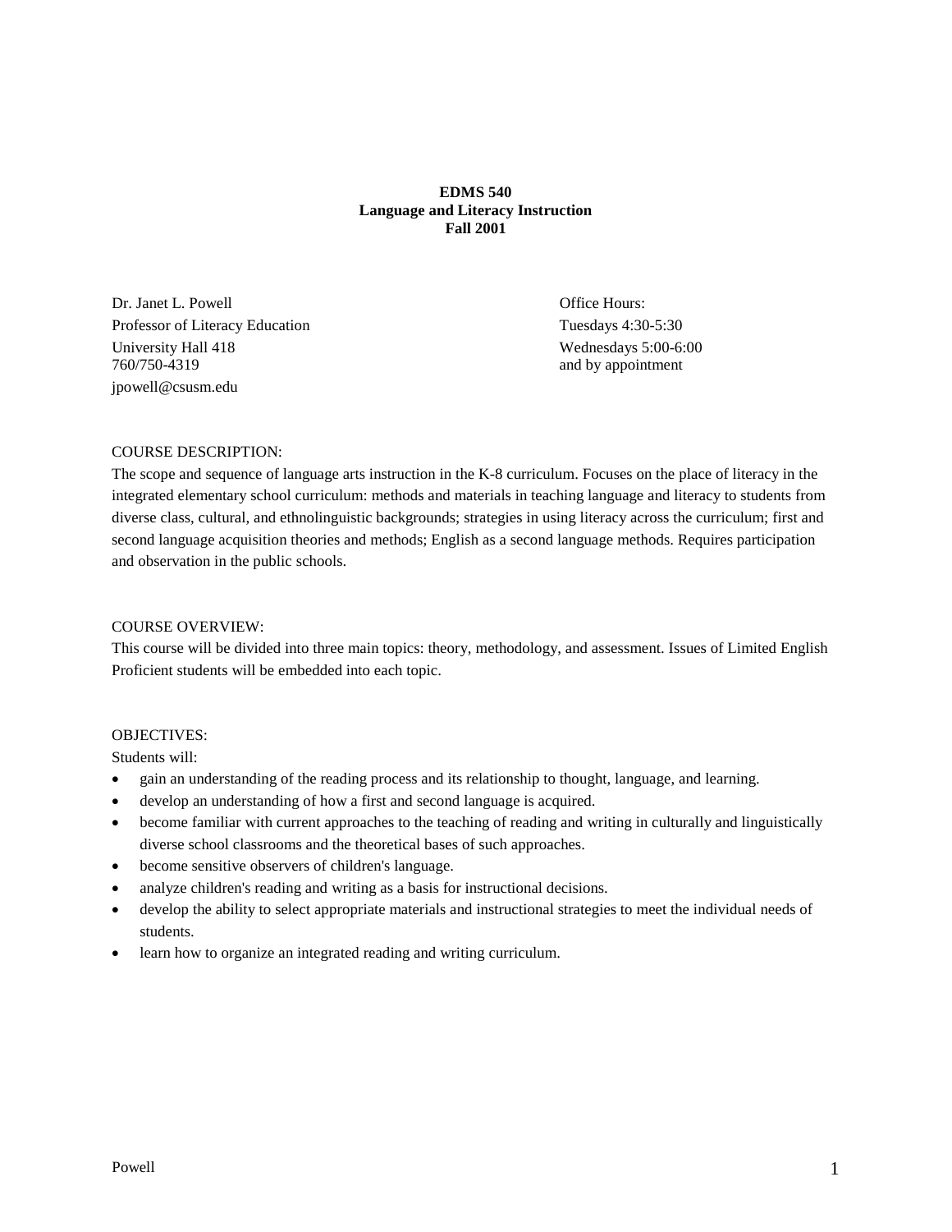**EDMS 540**
**Language and Literacy Instruction**
**Fall 2001**

Dr. Janet L. Powell
Professor of Literacy Education
University Hall 418
760/750-4319
jpowell@csusm.edu

Office Hours:
Tuesdays 4:30-5:30
Wednesdays 5:00-6:00
and by appointment

COURSE DESCRIPTION:

The scope and sequence of language arts instruction in the K-8 curriculum. Focuses on the place of literacy in the integrated elementary school curriculum: methods and materials in teaching language and literacy to students from diverse class, cultural, and ethnolinguistic backgrounds; strategies in using literacy across the curriculum; first and second language acquisition theories and methods; English as a second language methods. Requires participation and observation in the public schools.

COURSE OVERVIEW:

This course will be divided into three main topics: theory, methodology, and assessment. Issues of Limited English Proficient students will be embedded into each topic.

OBJECTIVES:

Students will:

- gain an understanding of the reading process and its relationship to thought, language, and learning.
- develop an understanding of how a first and second language is acquired.
- become familiar with current approaches to the teaching of reading and writing in culturally and linguistically diverse school classrooms and the theoretical bases of such approaches.
- become sensitive observers of children's language.
- analyze children's reading and writing as a basis for instructional decisions.
- develop the ability to select appropriate materials and instructional strategies to meet the individual needs of students.
- learn how to organize an integrated reading and writing curriculum.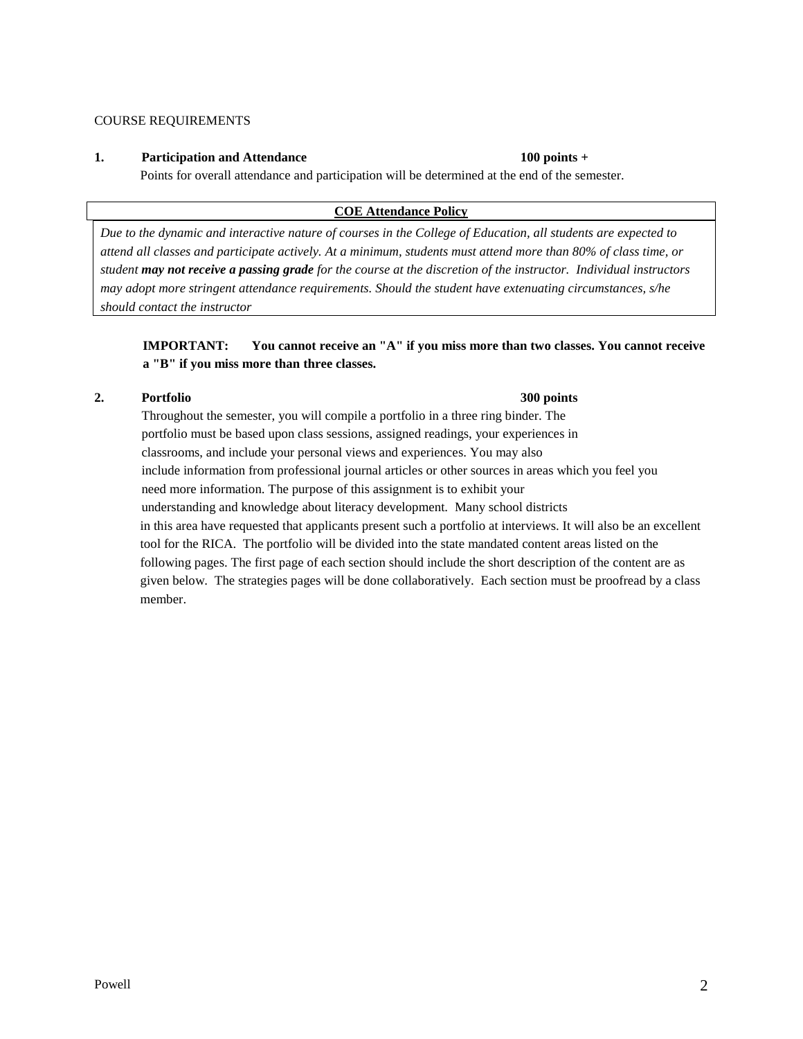COURSE REQUIREMENTS

**1. Participation and Attendance — 100 points +**

Points for overall attendance and participation will be determined at the end of the semester.

| **COE Attendance Policy** |
|---|
| *Due to the dynamic and interactive nature of courses in the College of Education, all students are expected to attend all classes and participate actively. At a minimum, students must attend more than 80% of class time, or student **may not receive a passing grade** for the course at the discretion of the instructor. Individual instructors may adopt more stringent attendance requirements. Should the student have extenuating circumstances, s/he should contact the instructor* |

**IMPORTANT: You cannot receive an "A" if you miss more than two classes. You cannot receive a "B" if you miss more than three classes.**

**2. Portfolio — 300 points**

Throughout the semester, you will compile a portfolio in a three ring binder. The portfolio must be based upon class sessions, assigned readings, your experiences in classrooms, and include your personal views and experiences. You may also include information from professional journal articles or other sources in areas which you feel you need more information. The purpose of this assignment is to exhibit your understanding and knowledge about literacy development. Many school districts in this area have requested that applicants present such a portfolio at interviews. It will also be an excellent tool for the RICA. The portfolio will be divided into the state mandated content areas listed on the following pages. The first page of each section should include the short description of the content are as given below. The strategies pages will be done collaboratively. Each section must be proofread by a class member.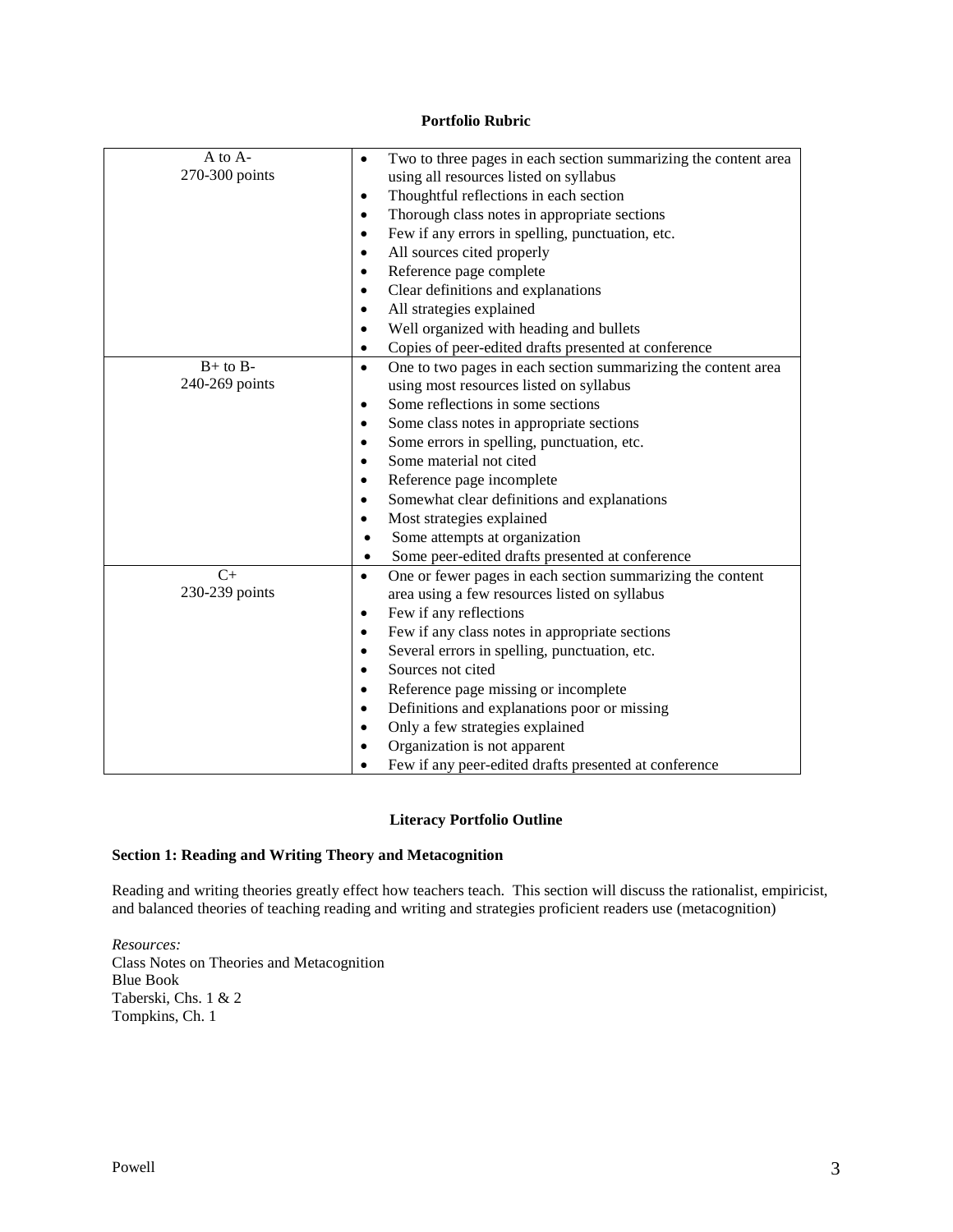**Portfolio Rubric**

| | |
|---|---|
| A to A-<br>270-300 points | • Two to three pages in each section summarizing the content area using all resources listed on syllabus<br>• Thoughtful reflections in each section<br>• Thorough class notes in appropriate sections<br>• Few if any errors in spelling, punctuation, etc.<br>• All sources cited properly<br>• Reference page complete<br>• Clear definitions and explanations<br>• All strategies explained<br>• Well organized with heading and bullets<br>• Copies of peer-edited drafts presented at conference |
| B+ to B-<br>240-269 points | • One to two pages in each section summarizing the content area using most resources listed on syllabus<br>• Some reflections in some sections<br>• Some class notes in appropriate sections<br>• Some errors in spelling, punctuation, etc.<br>• Some material not cited<br>• Reference page incomplete<br>• Somewhat clear definitions and explanations<br>• Most strategies explained<br>• Some attempts at organization<br>• Some peer-edited drafts presented at conference |
| C+<br>230-239 points | • One or fewer pages in each section summarizing the content area using a few resources listed on syllabus<br>• Few if any reflections<br>• Few if any class notes in appropriate sections<br>• Several errors in spelling, punctuation, etc.<br>• Sources not cited<br>• Reference page missing or incomplete<br>• Definitions and explanations poor or missing<br>• Only a few strategies explained<br>• Organization is not apparent<br>• Few if any peer-edited drafts presented at conference |

**Literacy Portfolio Outline**

**Section 1: Reading and Writing Theory and Metacognition**

Reading and writing theories greatly effect how teachers teach. This section will discuss the rationalist, empiricist, and balanced theories of teaching reading and writing and strategies proficient readers use (metacognition)

*Resources:*
Class Notes on Theories and Metacognition
Blue Book
Taberski, Chs. 1 & 2
Tompkins, Ch. 1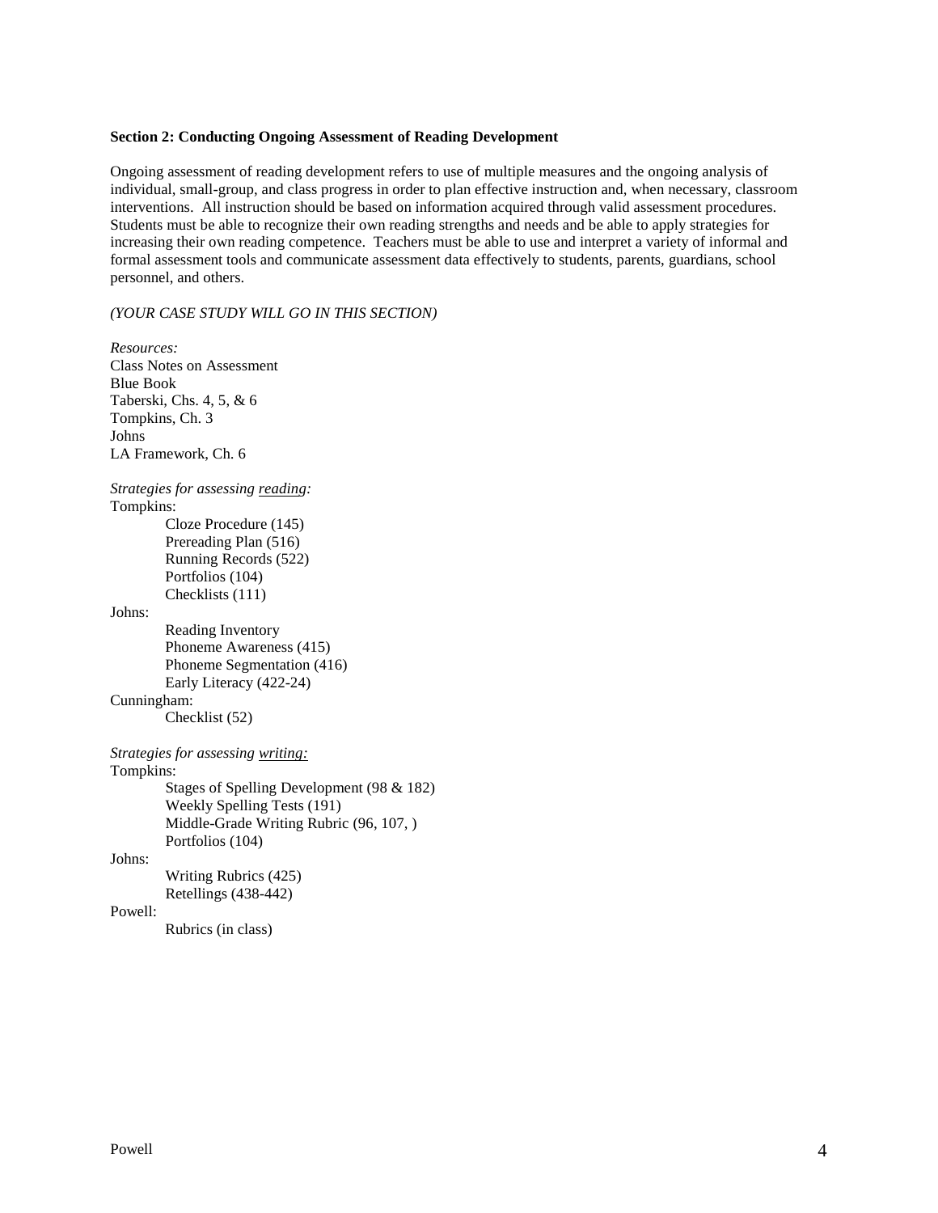**Section 2: Conducting Ongoing Assessment of Reading Development**

Ongoing assessment of reading development refers to use of multiple measures and the ongoing analysis of individual, small-group, and class progress in order to plan effective instruction and, when necessary, classroom interventions. All instruction should be based on information acquired through valid assessment procedures. Students must be able to recognize their own reading strengths and needs and be able to apply strategies for increasing their own reading competence. Teachers must be able to use and interpret a variety of informal and formal assessment tools and communicate assessment data effectively to students, parents, guardians, school personnel, and others.

*(YOUR CASE STUDY WILL GO IN THIS SECTION)*

*Resources:*
Class Notes on Assessment
Blue Book
Taberski, Chs. 4, 5, & 6
Tompkins, Ch. 3
Johns
LA Framework, Ch. 6

*Strategies for assessing <u>reading</u>:*

Tompkins:
- Cloze Procedure (145)
- Prereading Plan (516)
- Running Records (522)
- Portfolios (104)
- Checklists (111)

Johns:
- Reading Inventory
- Phoneme Awareness (415)
- Phoneme Segmentation (416)
- Early Literacy (422-24)

Cunningham:
- Checklist (52)

*Strategies for assessing <u>writing:</u>*

Tompkins:
- Stages of Spelling Development (98 & 182)
- Weekly Spelling Tests (191)
- Middle-Grade Writing Rubric (96, 107, )
- Portfolios (104)

Johns:
- Writing Rubrics (425)
- Retellings (438-442)

Powell:
- Rubrics (in class)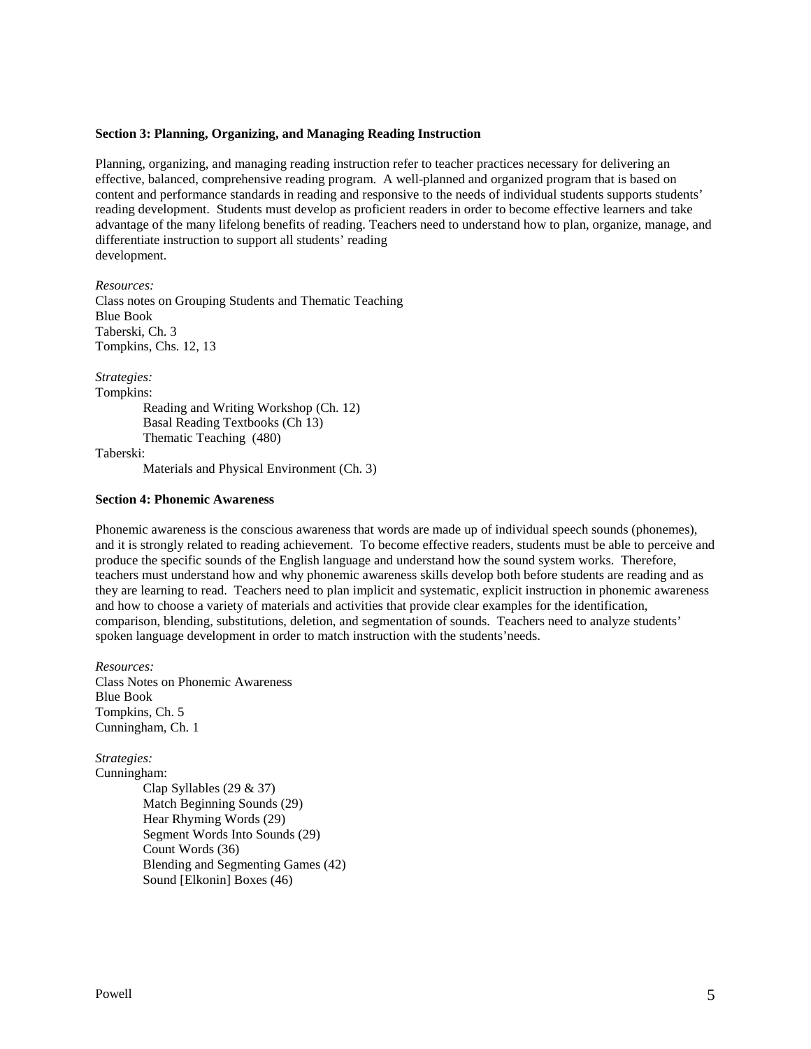**Section 3: Planning, Organizing, and Managing Reading Instruction**

Planning, organizing, and managing reading instruction refer to teacher practices necessary for delivering an effective, balanced, comprehensive reading program. A well-planned and organized program that is based on content and performance standards in reading and responsive to the needs of individual students supports students' reading development. Students must develop as proficient readers in order to become effective learners and take advantage of the many lifelong benefits of reading. Teachers need to understand how to plan, organize, manage, and differentiate instruction to support all students' reading development.

*Resources:*
Class notes on Grouping Students and Thematic Teaching
Blue Book
Taberski, Ch. 3
Tompkins, Chs. 12, 13

*Strategies:*
Tompkins:
- Reading and Writing Workshop (Ch. 12)
- Basal Reading Textbooks (Ch 13)
- Thematic Teaching (480)

Taberski:
- Materials and Physical Environment (Ch. 3)

**Section 4: Phonemic Awareness**

Phonemic awareness is the conscious awareness that words are made up of individual speech sounds (phonemes), and it is strongly related to reading achievement. To become effective readers, students must be able to perceive and produce the specific sounds of the English language and understand how the sound system works. Therefore, teachers must understand how and why phonemic awareness skills develop both before students are reading and as they are learning to read. Teachers need to plan implicit and systematic, explicit instruction in phonemic awareness and how to choose a variety of materials and activities that provide clear examples for the identification, comparison, blending, substitutions, deletion, and segmentation of sounds. Teachers need to analyze students' spoken language development in order to match instruction with the students'needs.

*Resources:*
Class Notes on Phonemic Awareness
Blue Book
Tompkins, Ch. 5
Cunningham, Ch. 1

*Strategies:*
Cunningham:
- Clap Syllables (29 & 37)
- Match Beginning Sounds (29)
- Hear Rhyming Words (29)
- Segment Words Into Sounds (29)
- Count Words (36)
- Blending and Segmenting Games (42)
- Sound [Elkonin] Boxes (46)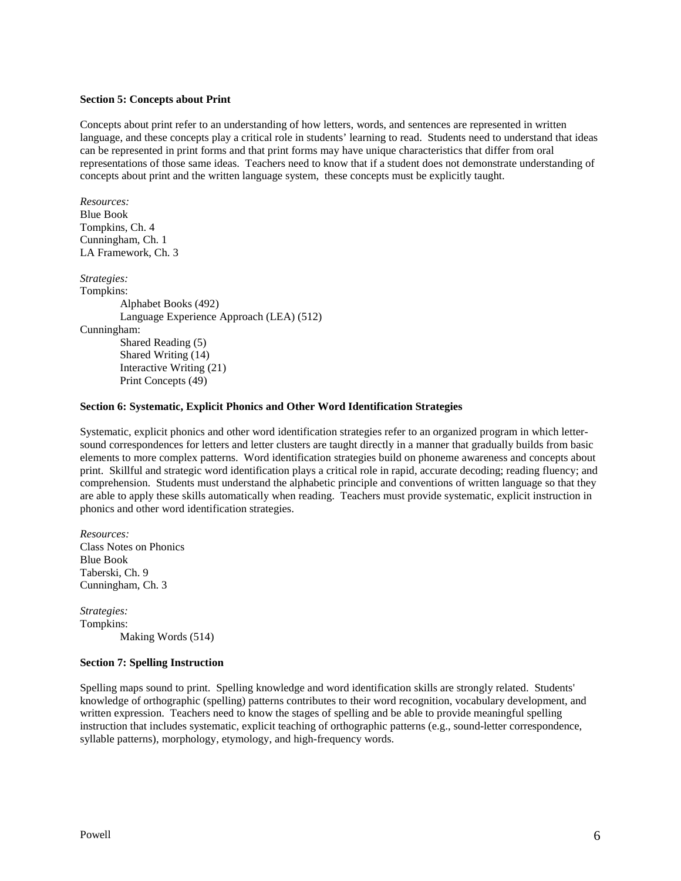**Section 5: Concepts about Print**

Concepts about print refer to an understanding of how letters, words, and sentences are represented in written language, and these concepts play a critical role in students' learning to read. Students need to understand that ideas can be represented in print forms and that print forms may have unique characteristics that differ from oral representations of those same ideas. Teachers need to know that if a student does not demonstrate understanding of concepts about print and the written language system, these concepts must be explicitly taught.

*Resources:*
Blue Book
Tompkins, Ch. 4
Cunningham, Ch. 1
LA Framework, Ch. 3

*Strategies:*
Tompkins:
- Alphabet Books (492)
- Language Experience Approach (LEA) (512)

Cunningham:
- Shared Reading (5)
- Shared Writing (14)
- Interactive Writing (21)
- Print Concepts (49)

**Section 6: Systematic, Explicit Phonics and Other Word Identification Strategies**

Systematic, explicit phonics and other word identification strategies refer to an organized program in which letter-sound correspondences for letters and letter clusters are taught directly in a manner that gradually builds from basic elements to more complex patterns. Word identification strategies build on phoneme awareness and concepts about print. Skillful and strategic word identification plays a critical role in rapid, accurate decoding; reading fluency; and comprehension. Students must understand the alphabetic principle and conventions of written language so that they are able to apply these skills automatically when reading. Teachers must provide systematic, explicit instruction in phonics and other word identification strategies.

*Resources:*
Class Notes on Phonics
Blue Book
Taberski, Ch. 9
Cunningham, Ch. 3

*Strategies:*
Tompkins:
- Making Words (514)

**Section 7: Spelling Instruction**

Spelling maps sound to print. Spelling knowledge and word identification skills are strongly related. Students' knowledge of orthographic (spelling) patterns contributes to their word recognition, vocabulary development, and written expression. Teachers need to know the stages of spelling and be able to provide meaningful spelling instruction that includes systematic, explicit teaching of orthographic patterns (e.g., sound-letter correspondence, syllable patterns), morphology, etymology, and high-frequency words.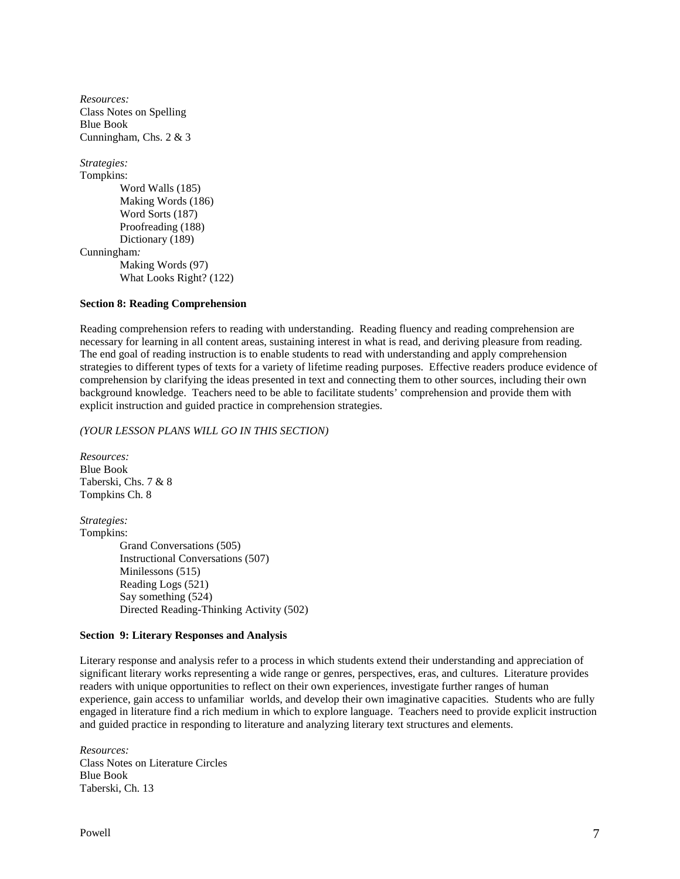*Resources:*
Class Notes on Spelling
Blue Book
Cunningham, Chs. 2 & 3

*Strategies:*
Tompkins:
- Word Walls (185)
- Making Words (186)
- Word Sorts (187)
- Proofreading (188)
- Dictionary (189)

Cunningham*:*
- Making Words (97)
- What Looks Right? (122)

**Section 8: Reading Comprehension**

Reading comprehension refers to reading with understanding. Reading fluency and reading comprehension are necessary for learning in all content areas, sustaining interest in what is read, and deriving pleasure from reading. The end goal of reading instruction is to enable students to read with understanding and apply comprehension strategies to different types of texts for a variety of lifetime reading purposes. Effective readers produce evidence of comprehension by clarifying the ideas presented in text and connecting them to other sources, including their own background knowledge. Teachers need to be able to facilitate students' comprehension and provide them with explicit instruction and guided practice in comprehension strategies.

*(YOUR LESSON PLANS WILL GO IN THIS SECTION)*

*Resources:*
Blue Book
Taberski, Chs. 7 & 8
Tompkins Ch. 8

*Strategies:*
Tompkins:
- Grand Conversations (505)
- Instructional Conversations (507)
- Minilessons (515)
- Reading Logs (521)
- Say something (524)
- Directed Reading-Thinking Activity (502)

**Section 9: Literary Responses and Analysis**

Literary response and analysis refer to a process in which students extend their understanding and appreciation of significant literary works representing a wide range or genres, perspectives, eras, and cultures. Literature provides readers with unique opportunities to reflect on their own experiences, investigate further ranges of human experience, gain access to unfamiliar worlds, and develop their own imaginative capacities. Students who are fully engaged in literature find a rich medium in which to explore language. Teachers need to provide explicit instruction and guided practice in responding to literature and analyzing literary text structures and elements.

*Resources:*
Class Notes on Literature Circles
Blue Book
Taberski, Ch. 13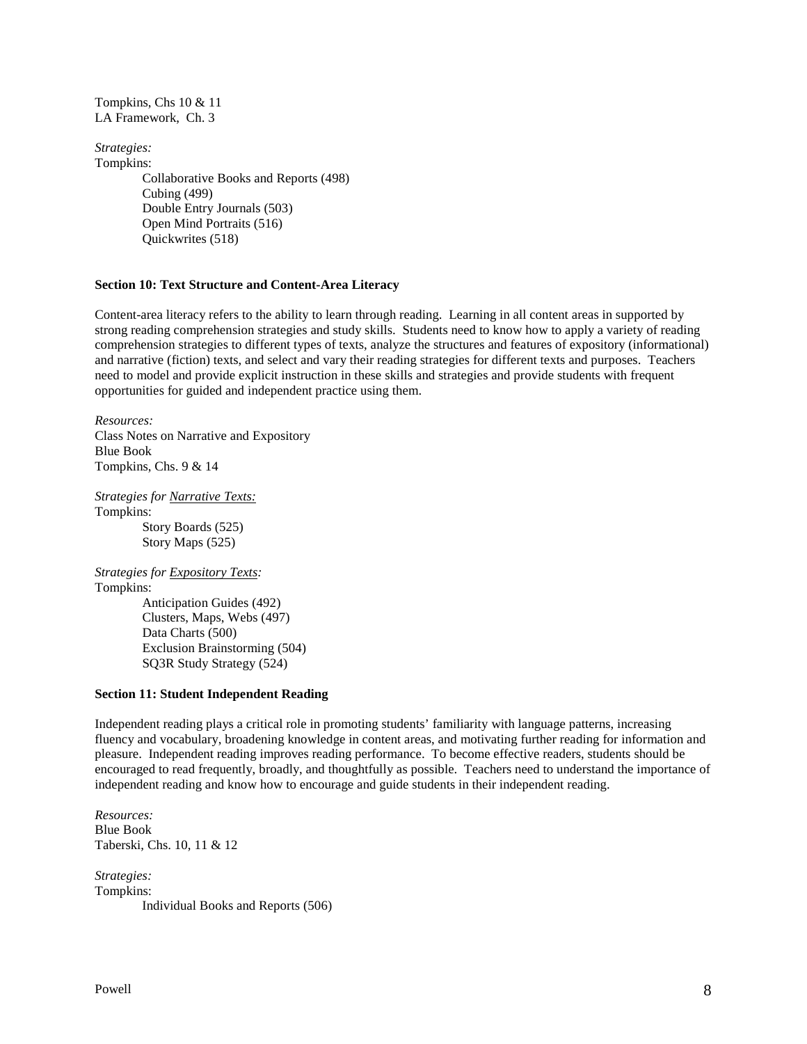Tompkins, Chs 10 & 11
LA Framework, Ch. 3

*Strategies:*
Tompkins:

- Collaborative Books and Reports (498)
- Cubing (499)
- Double Entry Journals (503)
- Open Mind Portraits (516)
- Quickwrites (518)

**Section 10: Text Structure and Content-Area Literacy**

Content-area literacy refers to the ability to learn through reading. Learning in all content areas in supported by strong reading comprehension strategies and study skills. Students need to know how to apply a variety of reading comprehension strategies to different types of texts, analyze the structures and features of expository (informational) and narrative (fiction) texts, and select and vary their reading strategies for different texts and purposes. Teachers need to model and provide explicit instruction in these skills and strategies and provide students with frequent opportunities for guided and independent practice using them.

*Resources:*
Class Notes on Narrative and Expository
Blue Book
Tompkins, Chs. 9 & 14

*Strategies for Narrative Texts:*
Tompkins:

- Story Boards (525)
- Story Maps (525)

*Strategies for Expository Texts:*
Tompkins:

- Anticipation Guides (492)
- Clusters, Maps, Webs (497)
- Data Charts (500)
- Exclusion Brainstorming (504)
- SQ3R Study Strategy (524)

**Section 11: Student Independent Reading**

Independent reading plays a critical role in promoting students' familiarity with language patterns, increasing fluency and vocabulary, broadening knowledge in content areas, and motivating further reading for information and pleasure. Independent reading improves reading performance. To become effective readers, students should be encouraged to read frequently, broadly, and thoughtfully as possible. Teachers need to understand the importance of independent reading and know how to encourage and guide students in their independent reading.

*Resources:*
Blue Book
Taberski, Chs. 10, 11 & 12

*Strategies:*
Tompkins:

- Individual Books and Reports (506)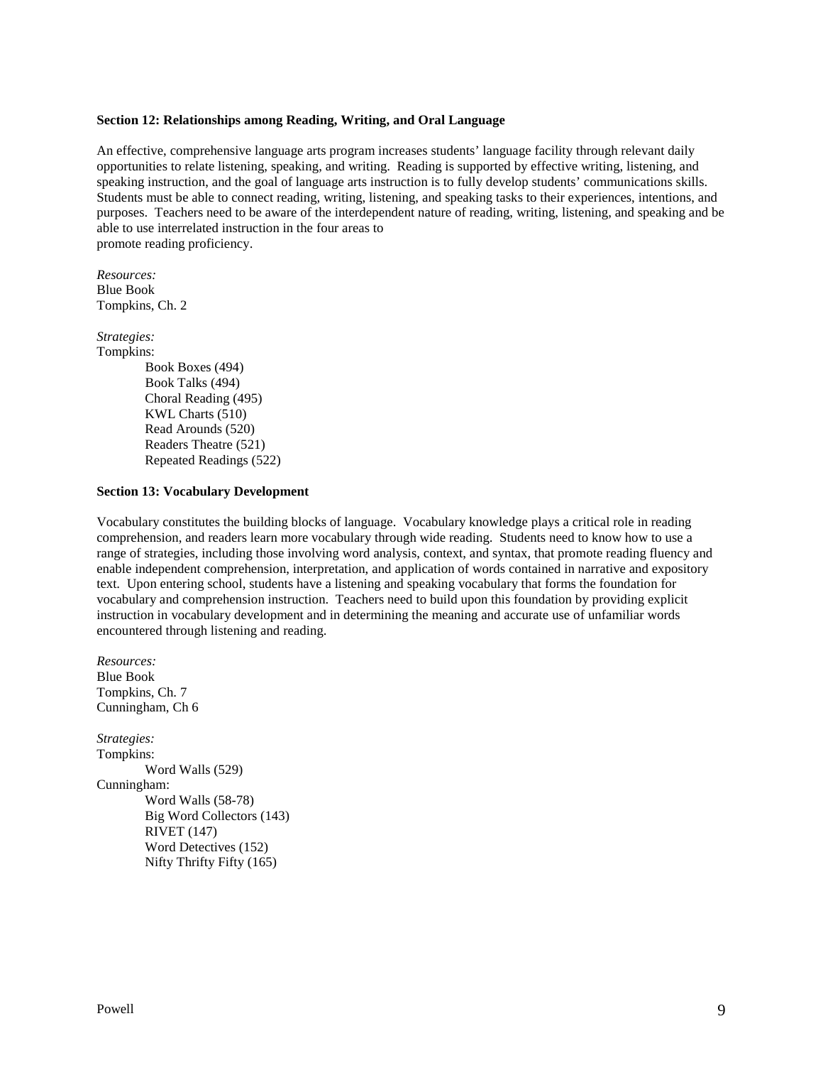**Section 12: Relationships among Reading, Writing, and Oral Language**

An effective, comprehensive language arts program increases students' language facility through relevant daily opportunities to relate listening, speaking, and writing. Reading is supported by effective writing, listening, and speaking instruction, and the goal of language arts instruction is to fully develop students' communications skills. Students must be able to connect reading, writing, listening, and speaking tasks to their experiences, intentions, and purposes. Teachers need to be aware of the interdependent nature of reading, writing, listening, and speaking and be able to use interrelated instruction in the four areas to promote reading proficiency.

*Resources:*
Blue Book
Tompkins, Ch. 2

*Strategies:*
Tompkins:

- Book Boxes (494)
- Book Talks (494)
- Choral Reading (495)
- KWL Charts (510)
- Read Arounds (520)
- Readers Theatre (521)
- Repeated Readings (522)

**Section 13: Vocabulary Development**

Vocabulary constitutes the building blocks of language. Vocabulary knowledge plays a critical role in reading comprehension, and readers learn more vocabulary through wide reading. Students need to know how to use a range of strategies, including those involving word analysis, context, and syntax, that promote reading fluency and enable independent comprehension, interpretation, and application of words contained in narrative and expository text. Upon entering school, students have a listening and speaking vocabulary that forms the foundation for vocabulary and comprehension instruction. Teachers need to build upon this foundation by providing explicit instruction in vocabulary development and in determining the meaning and accurate use of unfamiliar words encountered through listening and reading.

*Resources:*
Blue Book
Tompkins, Ch. 7
Cunningham, Ch 6

*Strategies:*
Tompkins:

- Word Walls (529)

Cunningham:

- Word Walls (58-78)
- Big Word Collectors (143)
- RIVET (147)
- Word Detectives (152)
- Nifty Thrifty Fifty (165)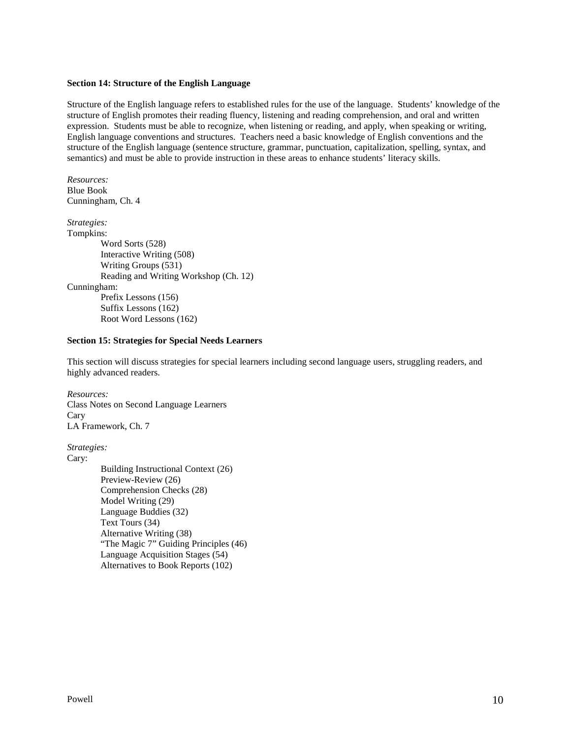**Section 14: Structure of the English Language**

Structure of the English language refers to established rules for the use of the language. Students' knowledge of the structure of English promotes their reading fluency, listening and reading comprehension, and oral and written expression. Students must be able to recognize, when listening or reading, and apply, when speaking or writing, English language conventions and structures. Teachers need a basic knowledge of English conventions and the structure of the English language (sentence structure, grammar, punctuation, capitalization, spelling, syntax, and semantics) and must be able to provide instruction in these areas to enhance students' literacy skills.

*Resources:*
Blue Book
Cunningham, Ch. 4

*Strategies:*
Tompkins:

- Word Sorts (528)
- Interactive Writing (508)
- Writing Groups (531)
- Reading and Writing Workshop (Ch. 12)

Cunningham:

- Prefix Lessons (156)
- Suffix Lessons (162)
- Root Word Lessons (162)

**Section 15: Strategies for Special Needs Learners**

This section will discuss strategies for special learners including second language users, struggling readers, and highly advanced readers.

*Resources:*
Class Notes on Second Language Learners
Cary
LA Framework, Ch. 7

*Strategies:*
Cary:

- Building Instructional Context (26)
- Preview-Review (26)
- Comprehension Checks (28)
- Model Writing (29)
- Language Buddies (32)
- Text Tours (34)
- Alternative Writing (38)
- "The Magic 7" Guiding Principles (46)
- Language Acquisition Stages (54)
- Alternatives to Book Reports (102)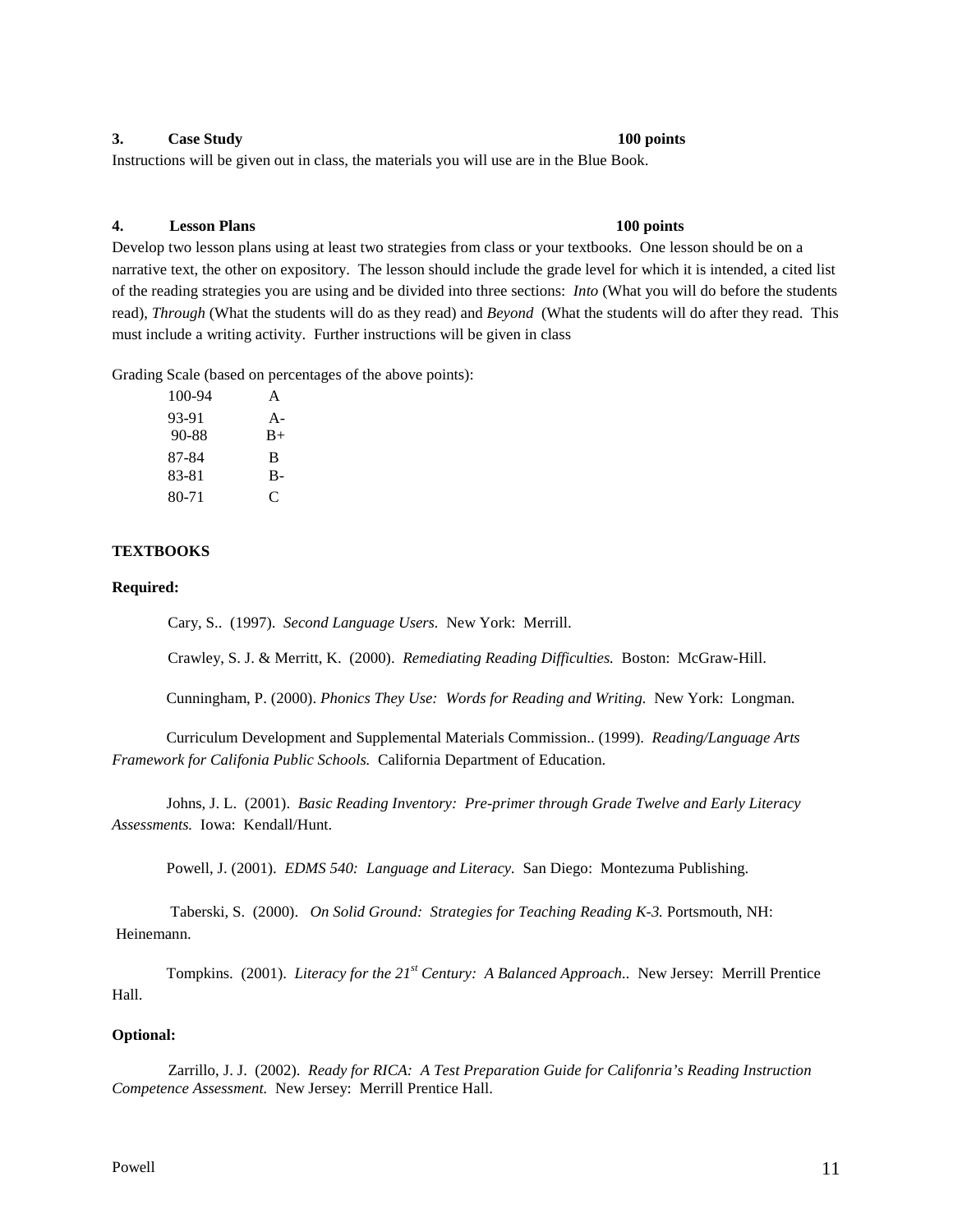**3. Case Study 100 points**

Instructions will be given out in class, the materials you will use are in the Blue Book.

**4. Lesson Plans 100 points**

Develop two lesson plans using at least two strategies from class or your textbooks. One lesson should be on a narrative text, the other on expository. The lesson should include the grade level for which it is intended, a cited list of the reading strategies you are using and be divided into three sections: *Into* (What you will do before the students read), *Through* (What the students will do as they read) and *Beyond* (What the students will do after they read. This must include a writing activity. Further instructions will be given in class

Grading Scale (based on percentages of the above points):

| | |
|---|---|
| 100-94 | A |
| 93-91 | A- |
| 90-88 | B+ |
| 87-84 | B |
| 83-81 | B- |
| 80-71 | C |

**TEXTBOOKS**

**Required:**

Cary, S.. (1997). *Second Language Users.* New York: Merrill.

Crawley, S. J. & Merritt, K. (2000). *Remediating Reading Difficulties.* Boston: McGraw-Hill.

Cunningham, P. (2000). *Phonics They Use: Words for Reading and Writing.* New York: Longman.

Curriculum Development and Supplemental Materials Commission.. (1999). *Reading/Language Arts Framework for Califonia Public Schools.* California Department of Education.

Johns, J. L. (2001). *Basic Reading Inventory: Pre-primer through Grade Twelve and Early Literacy Assessments.* Iowa: Kendall/Hunt.

Powell, J. (2001). *EDMS 540: Language and Literacy.* San Diego: Montezuma Publishing.

Taberski, S. (2000). *On Solid Ground: Strategies for Teaching Reading K-3.* Portsmouth, NH: Heinemann.

Tompkins. (2001). *Literacy for the 21st Century: A Balanced Approach..* New Jersey: Merrill Prentice Hall.

**Optional:**

Zarrillo, J. J. (2002). *Ready for RICA: A Test Preparation Guide for Califonria's Reading Instruction Competence Assessment.* New Jersey: Merrill Prentice Hall.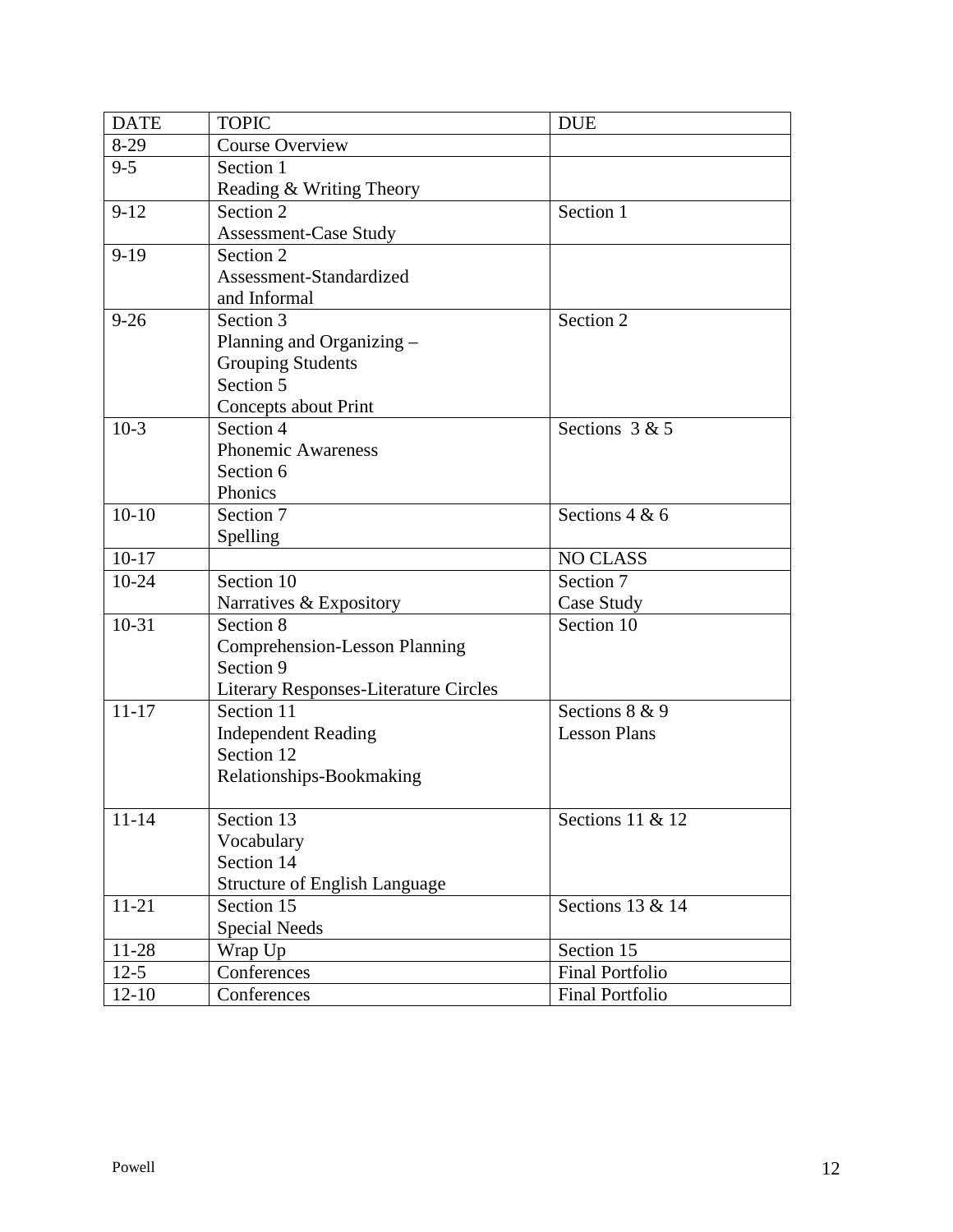| DATE | TOPIC | DUE |
|---|---|---|
| 8-29 | Course Overview | |
| 9-5 | Section 1<br>Reading & Writing Theory | |
| 9-12 | Section 2<br>Assessment-Case Study | Section 1 |
| 9-19 | Section 2<br>Assessment-Standardized and Informal | |
| 9-26 | Section 3<br>Planning and Organizing – Grouping Students<br>Section 5<br>Concepts about Print | Section 2 |
| 10-3 | Section 4<br>Phonemic Awareness<br>Section 6<br>Phonics | Sections 3 & 5 |
| 10-10 | Section 7<br>Spelling | Sections 4 & 6 |
| 10-17 | | NO CLASS |
| 10-24 | Section 10<br>Narratives & Expository | Section 7<br>Case Study |
| 10-31 | Section 8<br>Comprehension-Lesson Planning<br>Section 9<br>Literary Responses-Literature Circles | Section 10 |
| 11-17 | Section 11<br>Independent Reading<br>Section 12<br>Relationships-Bookmaking | Sections 8 & 9<br>Lesson Plans |
| 11-14 | Section 13<br>Vocabulary<br>Section 14<br>Structure of English Language | Sections 11 & 12 |
| 11-21 | Section 15<br>Special Needs | Sections 13 & 14 |
| 11-28 | Wrap Up | Section 15 |
| 12-5 | Conferences | Final Portfolio |
| 12-10 | Conferences | Final Portfolio |